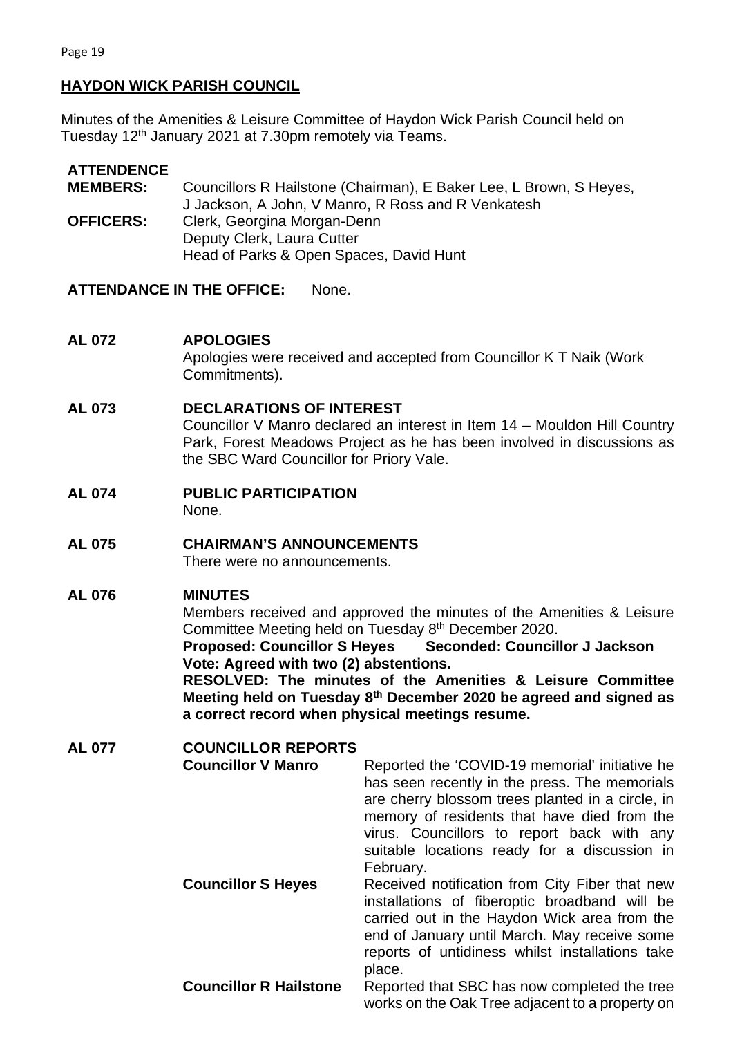## HAYDON WICK PARISH COUNCIL

Minutes of the Amenities & Leisure Committee of Haydon Wick Parish Council held on Tuesday 12th January 2021 at 7.30pm remotely via Teams.

**ATTENDENCE**

**MEMBERS:** Councillors R Hailstone (Chairman), E Baker Lee, L Brown, S Heyes, J Jackson, A John, V Manro, R Ross and R Venkatesh

**OFFICERS:** Clerk, Georgina Morgan-Denn
Deputy Clerk, Laura Cutter
Head of Parks & Open Spaces, David Hunt

**ATTENDANCE IN THE OFFICE:** None.

**AL 072 APOLOGIES**

Apologies were received and accepted from Councillor K T Naik (Work Commitments).

**AL 073 DECLARATIONS OF INTEREST**

Councillor V Manro declared an interest in Item 14 – Mouldon Hill Country Park, Forest Meadows Project as he has been involved in discussions as the SBC Ward Councillor for Priory Vale.

**AL 074 PUBLIC PARTICIPATION**

None.

**AL 075 CHAIRMAN'S ANNOUNCEMENTS**

There were no announcements.

**AL 076 MINUTES**

Members received and approved the minutes of the Amenities & Leisure Committee Meeting held on Tuesday 8th December 2020.

**Proposed: Councillor S Heyes Seconded: Councillor J Jackson**
**Vote: Agreed with two (2) abstentions.**
**RESOLVED: The minutes of the Amenities & Leisure Committee Meeting held on Tuesday 8th December 2020 be agreed and signed as a correct record when physical meetings resume.**

**AL 077 COUNCILLOR REPORTS**

**Councillor V Manro** Reported the 'COVID-19 memorial' initiative he has seen recently in the press. The memorials are cherry blossom trees planted in a circle, in memory of residents that have died from the virus. Councillors to report back with any suitable locations ready for a discussion in February.

**Councillor S Heyes** Received notification from City Fiber that new installations of fiberoptic broadband will be carried out in the Haydon Wick area from the end of January until March. May receive some reports of untidiness whilst installations take place.

**Councillor R Hailstone** Reported that SBC has now completed the tree works on the Oak Tree adjacent to a property on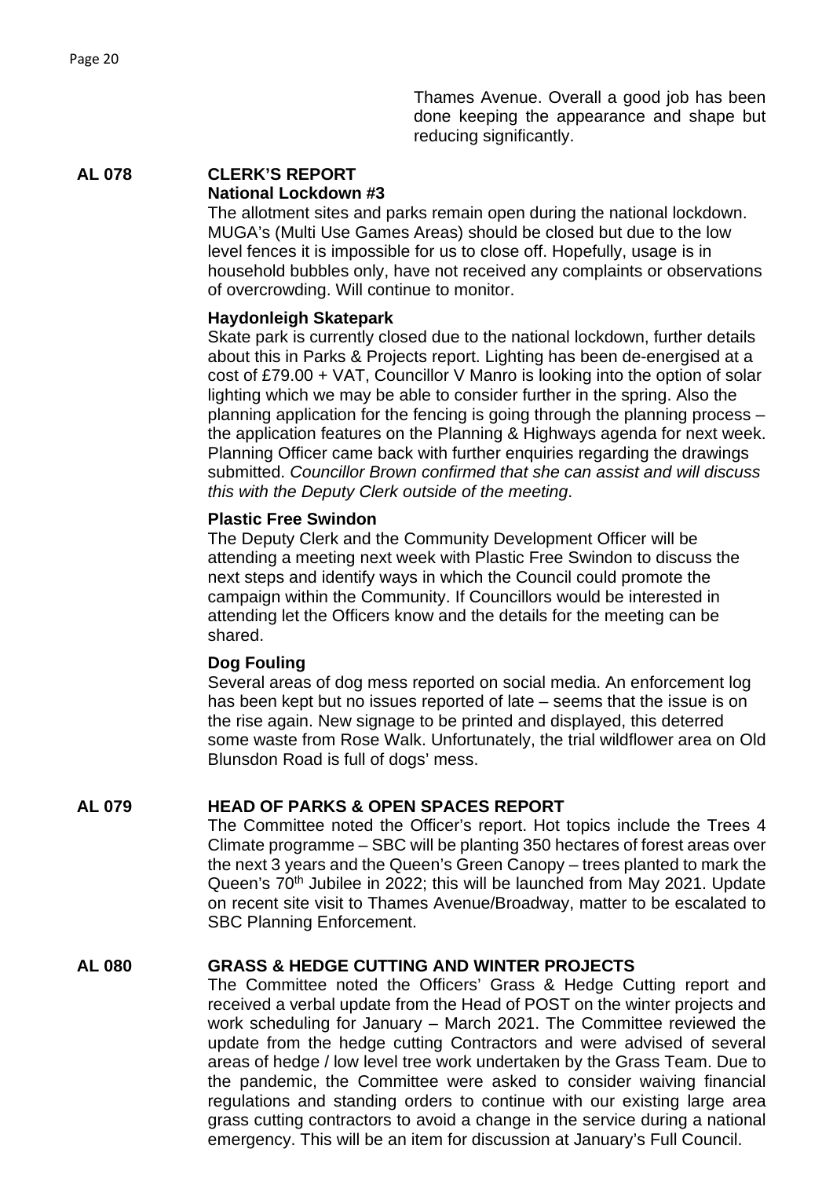Thames Avenue. Overall a good job has been done keeping the appearance and shape but reducing significantly.

**AL 078 CLERK'S REPORT**

**National Lockdown #3**

The allotment sites and parks remain open during the national lockdown. MUGA's (Multi Use Games Areas) should be closed but due to the low level fences it is impossible for us to close off. Hopefully, usage is in household bubbles only, have not received any complaints or observations of overcrowding. Will continue to monitor.

**Haydonleigh Skatepark**

Skate park is currently closed due to the national lockdown, further details about this in Parks & Projects report. Lighting has been de-energised at a cost of £79.00 + VAT, Councillor V Manro is looking into the option of solar lighting which we may be able to consider further in the spring. Also the planning application for the fencing is going through the planning process – the application features on the Planning & Highways agenda for next week. Planning Officer came back with further enquiries regarding the drawings submitted. *Councillor Brown confirmed that she can assist and will discuss this with the Deputy Clerk outside of the meeting*.

**Plastic Free Swindon**

The Deputy Clerk and the Community Development Officer will be attending a meeting next week with Plastic Free Swindon to discuss the next steps and identify ways in which the Council could promote the campaign within the Community. If Councillors would be interested in attending let the Officers know and the details for the meeting can be shared.

**Dog Fouling**

Several areas of dog mess reported on social media. An enforcement log has been kept but no issues reported of late – seems that the issue is on the rise again. New signage to be printed and displayed, this deterred some waste from Rose Walk. Unfortunately, the trial wildflower area on Old Blunsdon Road is full of dogs' mess.

**AL 079 HEAD OF PARKS & OPEN SPACES REPORT**

The Committee noted the Officer's report. Hot topics include the Trees 4 Climate programme – SBC will be planting 350 hectares of forest areas over the next 3 years and the Queen's Green Canopy – trees planted to mark the Queen's 70th Jubilee in 2022; this will be launched from May 2021. Update on recent site visit to Thames Avenue/Broadway, matter to be escalated to SBC Planning Enforcement.

**AL 080 GRASS & HEDGE CUTTING AND WINTER PROJECTS**

The Committee noted the Officers' Grass & Hedge Cutting report and received a verbal update from the Head of POST on the winter projects and work scheduling for January – March 2021. The Committee reviewed the update from the hedge cutting Contractors and were advised of several areas of hedge / low level tree work undertaken by the Grass Team. Due to the pandemic, the Committee were asked to consider waiving financial regulations and standing orders to continue with our existing large area grass cutting contractors to avoid a change in the service during a national emergency. This will be an item for discussion at January's Full Council.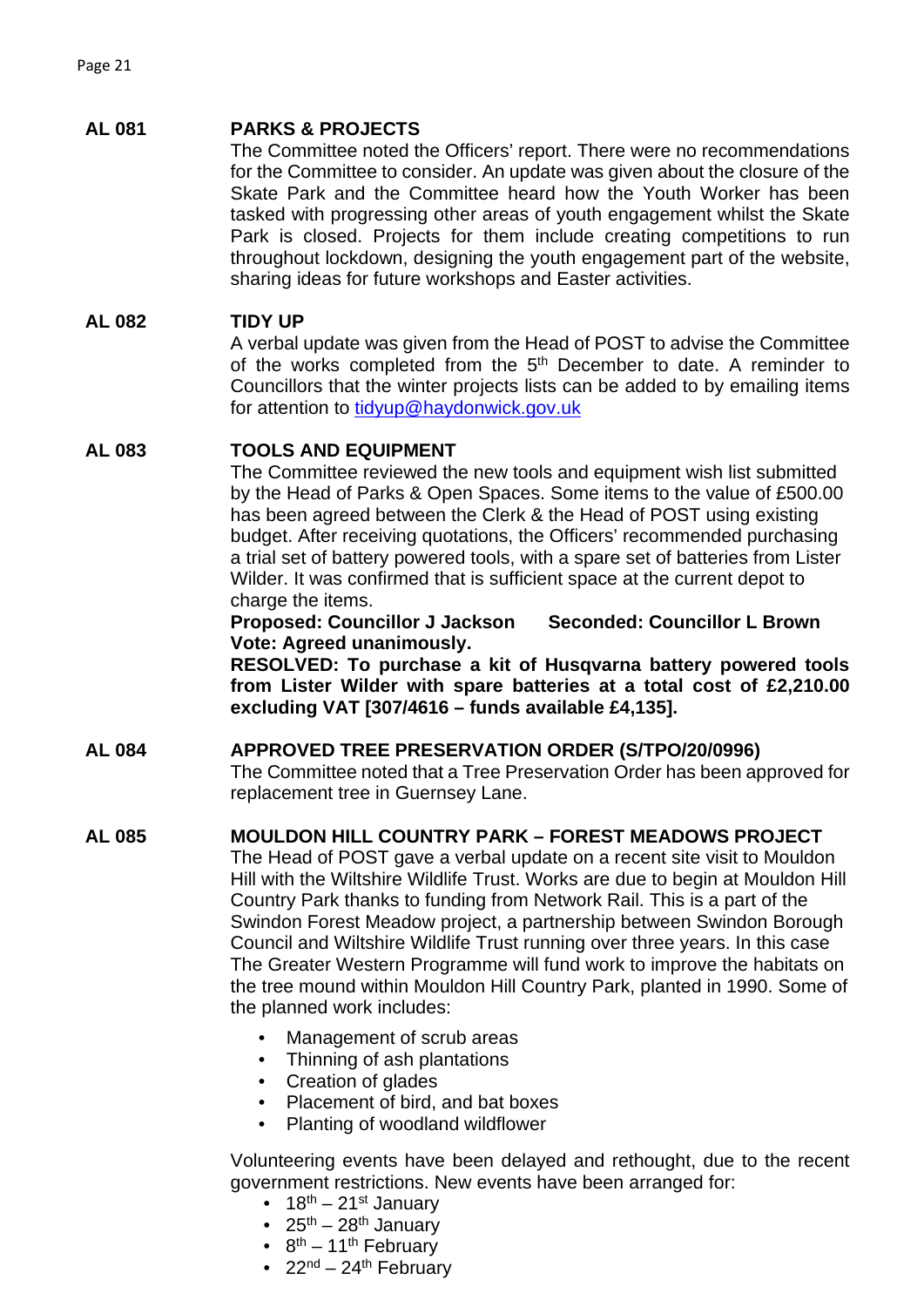**AL 081 PARKS & PROJECTS**

The Committee noted the Officers' report. There were no recommendations for the Committee to consider. An update was given about the closure of the Skate Park and the Committee heard how the Youth Worker has been tasked with progressing other areas of youth engagement whilst the Skate Park is closed. Projects for them include creating competitions to run throughout lockdown, designing the youth engagement part of the website, sharing ideas for future workshops and Easter activities.

**AL 082 TIDY UP**

A verbal update was given from the Head of POST to advise the Committee of the works completed from the 5th December to date. A reminder to Councillors that the winter projects lists can be added to by emailing items for attention to tidyup@haydonwick.gov.uk

**AL 083 TOOLS AND EQUIPMENT**

The Committee reviewed the new tools and equipment wish list submitted by the Head of Parks & Open Spaces. Some items to the value of £500.00 has been agreed between the Clerk & the Head of POST using existing budget. After receiving quotations, the Officers' recommended purchasing a trial set of battery powered tools, with a spare set of batteries from Lister Wilder. It was confirmed that is sufficient space at the current depot to charge the items.

**Proposed: Councillor J Jackson Seconded: Councillor L Brown**
**Vote: Agreed unanimously.**

**RESOLVED: To purchase a kit of Husqvarna battery powered tools from Lister Wilder with spare batteries at a total cost of £2,210.00 excluding VAT [307/4616 – funds available £4,135].**

**AL 084 APPROVED TREE PRESERVATION ORDER (S/TPO/20/0996)**

The Committee noted that a Tree Preservation Order has been approved for replacement tree in Guernsey Lane.

**AL 085 MOULDON HILL COUNTRY PARK – FOREST MEADOWS PROJECT**

The Head of POST gave a verbal update on a recent site visit to Mouldon Hill with the Wiltshire Wildlife Trust. Works are due to begin at Mouldon Hill Country Park thanks to funding from Network Rail. This is a part of the Swindon Forest Meadow project, a partnership between Swindon Borough Council and Wiltshire Wildlife Trust running over three years. In this case The Greater Western Programme will fund work to improve the habitats on the tree mound within Mouldon Hill Country Park, planted in 1990. Some of the planned work includes:

- Management of scrub areas
- Thinning of ash plantations
- Creation of glades
- Placement of bird, and bat boxes
- Planting of woodland wildflower

Volunteering events have been delayed and rethought, due to the recent government restrictions. New events have been arranged for:

- 18th – 21st January
- 25th – 28th January
- 8th – 11th February
- 22nd – 24th February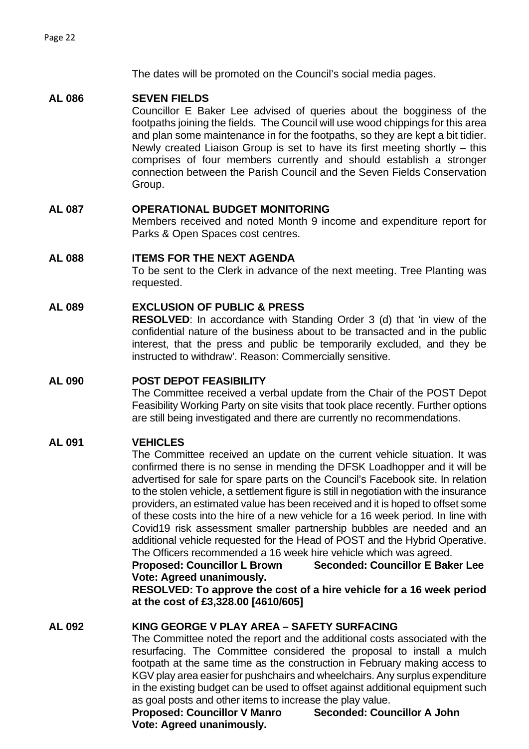The dates will be promoted on the Council's social media pages.

**AL 086 SEVEN FIELDS**

Councillor E Baker Lee advised of queries about the bogginess of the footpaths joining the fields. The Council will use wood chippings for this area and plan some maintenance in for the footpaths, so they are kept a bit tidier. Newly created Liaison Group is set to have its first meeting shortly – this comprises of four members currently and should establish a stronger connection between the Parish Council and the Seven Fields Conservation Group.

**AL 087 OPERATIONAL BUDGET MONITORING**

Members received and noted Month 9 income and expenditure report for Parks & Open Spaces cost centres.

**AL 088 ITEMS FOR THE NEXT AGENDA**

To be sent to the Clerk in advance of the next meeting. Tree Planting was requested.

**AL 089 EXCLUSION OF PUBLIC & PRESS**

**RESOLVED**: In accordance with Standing Order 3 (d) that 'in view of the confidential nature of the business about to be transacted and in the public interest, that the press and public be temporarily excluded, and they be instructed to withdraw'. Reason: Commercially sensitive.

**AL 090 POST DEPOT FEASIBILITY**

The Committee received a verbal update from the Chair of the POST Depot Feasibility Working Party on site visits that took place recently. Further options are still being investigated and there are currently no recommendations.

**AL 091 VEHICLES**

The Committee received an update on the current vehicle situation. It was confirmed there is no sense in mending the DFSK Loadhopper and it will be advertised for sale for spare parts on the Council's Facebook site. In relation to the stolen vehicle, a settlement figure is still in negotiation with the insurance providers, an estimated value has been received and it is hoped to offset some of these costs into the hire of a new vehicle for a 16 week period. In line with Covid19 risk assessment smaller partnership bubbles are needed and an additional vehicle requested for the Head of POST and the Hybrid Operative. The Officers recommended a 16 week hire vehicle which was agreed.

**Proposed: Councillor L Brown Seconded: Councillor E Baker Lee**
**Vote: Agreed unanimously.**
**RESOLVED: To approve the cost of a hire vehicle for a 16 week period at the cost of £3,328.00 [4610/605]**

**AL 092 KING GEORGE V PLAY AREA – SAFETY SURFACING**

The Committee noted the report and the additional costs associated with the resurfacing. The Committee considered the proposal to install a mulch footpath at the same time as the construction in February making access to KGV play area easier for pushchairs and wheelchairs. Any surplus expenditure in the existing budget can be used to offset against additional equipment such as goal posts and other items to increase the play value.

**Proposed: Councillor V Manro Seconded: Councillor A John**
**Vote: Agreed unanimously.**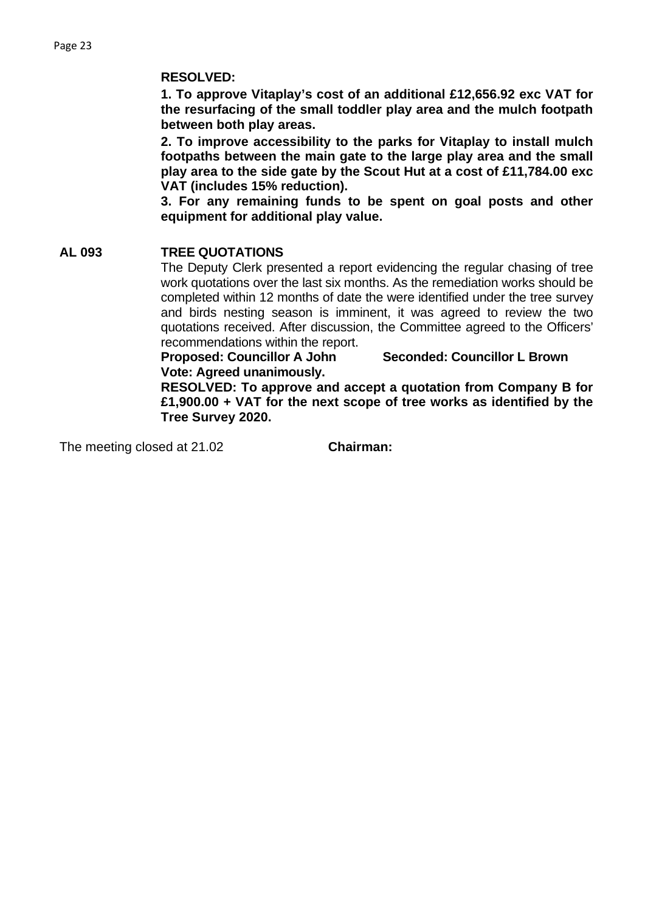**RESOLVED:**

**1. To approve Vitaplay's cost of an additional £12,656.92 exc VAT for the resurfacing of the small toddler play area and the mulch footpath between both play areas.**

**2. To improve accessibility to the parks for Vitaplay to install mulch footpaths between the main gate to the large play area and the small play area to the side gate by the Scout Hut at a cost of £11,784.00 exc VAT (includes 15% reduction).**

**3. For any remaining funds to be spent on goal posts and other equipment for additional play value.**

## AL 093 TREE QUOTATIONS

The Deputy Clerk presented a report evidencing the regular chasing of tree work quotations over the last six months. As the remediation works should be completed within 12 months of date the were identified under the tree survey and birds nesting season is imminent, it was agreed to review the two quotations received. After discussion, the Committee agreed to the Officers' recommendations within the report.

**Proposed: Councillor A John Seconded: Councillor L Brown**
**Vote: Agreed unanimously.**

**RESOLVED: To approve and accept a quotation from Company B for £1,900.00 + VAT for the next scope of tree works as identified by the Tree Survey 2020.**

The meeting closed at 21.02 **Chairman:**